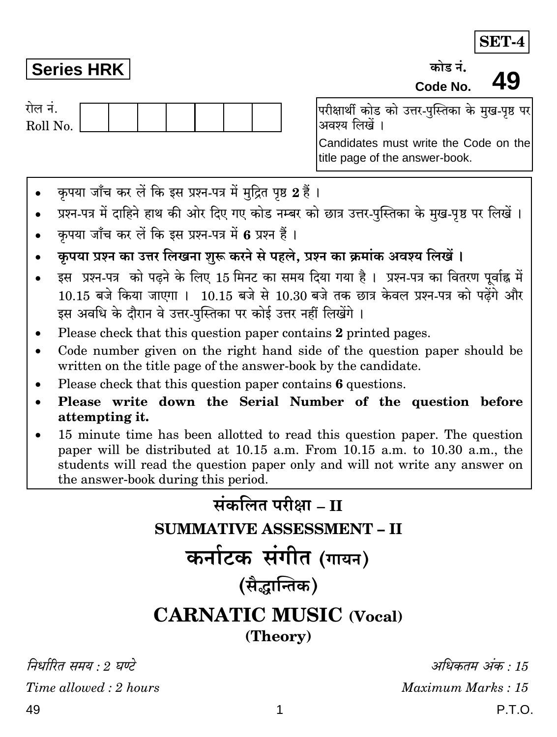**SET-4**

**Series HRK**

कोड नं.
Code No. **49**

रोल नं.
Roll No. | | | | | | | |

परीक्षार्थी कोड को उत्तर-पुस्तिका के मुख-पृष्ठ पर अवश्य लिखें ।

Candidates must write the Code on the title page of the answer-book.

- कृपया जाँच कर लें कि इस प्रश्न-पत्र में मुद्रित पृष्ठ **2** हैं ।
- प्रश्न-पत्र में दाहिने हाथ की ओर दिए गए कोड नम्बर को छात्र उत्तर-पुस्तिका के मुख-पृष्ठ पर लिखें ।
- कृपया जाँच कर लें कि इस प्रश्न-पत्र में **6** प्रश्न हैं ।
- **कृपया प्रश्न का उत्तर लिखना शुरू करने से पहले, प्रश्न का क्रमांक अवश्य लिखें ।**
- इस प्रश्न-पत्र को पढ़ने के लिए 15 मिनट का समय दिया गया है । प्रश्न-पत्र का वितरण पूर्वाह्न में 10.15 बजे किया जाएगा । 10.15 बजे से 10.30 बजे तक छात्र केवल प्रश्न-पत्र को पढ़ेंगे और इस अवधि के दौरान वे उत्तर-पुस्तिका पर कोई उत्तर नहीं लिखेंगे ।
- Please check that this question paper contains **2** printed pages.
- Code number given on the right hand side of the question paper should be written on the title page of the answer-book by the candidate.
- Please check that this question paper contains **6** questions.
- **Please write down the Serial Number of the question before attempting it.**
- 15 minute time has been allotted to read this question paper. The question paper will be distributed at 10.15 a.m. From 10.15 a.m. to 10.30 a.m., the students will read the question paper only and will not write any answer on the answer-book during this period.

# संकलित परीक्षा – II
# SUMMATIVE ASSESSMENT – II
# कर्नाटक संगीत (गायन)
## (सैद्धान्तिक)
# CARNATIC MUSIC (Vocal)
## (Theory)

*निर्धारित समय : 2 घण्टे* | *अधिकतम अंक : 15*

*Time allowed : 2 hours* | *Maximum Marks : 15*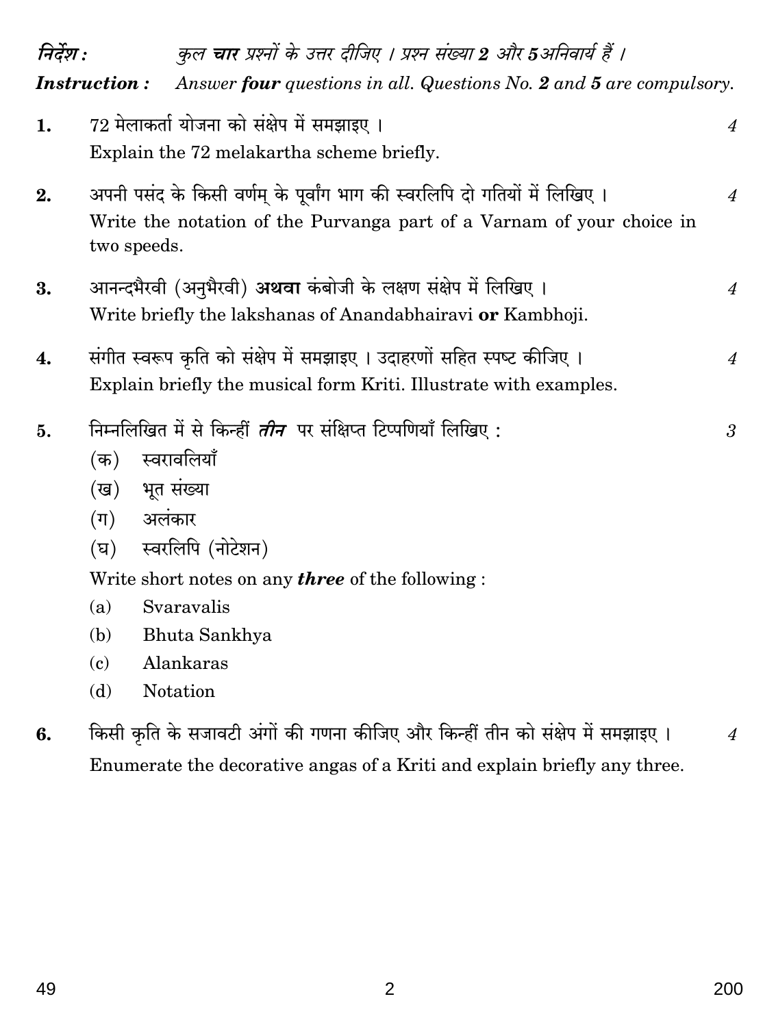**निर्देश :** कुल **चार** प्रश्नों के उत्तर दीजिए । प्रश्न संख्या **2** और **5** अनिवार्य हैं ।

***Instruction :*** *Answer **four** questions in all. Questions No. **2** and **5** are compulsory.*

**1.** 72 मेलाकर्ता योजना को संक्षेप में समझाइए । *4*

Explain the 72 melakartha scheme briefly.

**2.** अपनी पसंद के किसी वर्णम् के पूर्वांग भाग की स्वरलिपि दो गतियों में लिखिए । *4*

Write the notation of the Purvanga part of a Varnam of your choice in two speeds.

**3.** आनन्दभैरवी (अनुभैरवी) **अथवा** कंबोजी के लक्षण संक्षेप में लिखिए । *4*

Write briefly the lakshanas of Anandabhairavi **or** Kambhoji.

**4.** संगीत स्वरूप कृति को संक्षेप में समझाइए । उदाहरणों सहित स्पष्ट कीजिए । *4*

Explain briefly the musical form Kriti. Illustrate with examples.

**5.** निम्नलिखित में से किन्हीं ***तीन*** पर संक्षिप्त टिप्पणियाँ लिखिए : *3*

(क) स्वरावलियाँ

(ख) भूत संख्या

(ग) अलंकार

(घ) स्वरलिपि (नोटेशन)

Write short notes on any ***three*** of the following :

(a) Svaravalis

(b) Bhuta Sankhya

(c) Alankaras

(d) Notation

**6.** किसी कृति के सजावटी अंगों की गणना कीजिए और किन्हीं तीन को संक्षेप में समझाइए । *4*

Enumerate the decorative angas of a Kriti and explain briefly any three.